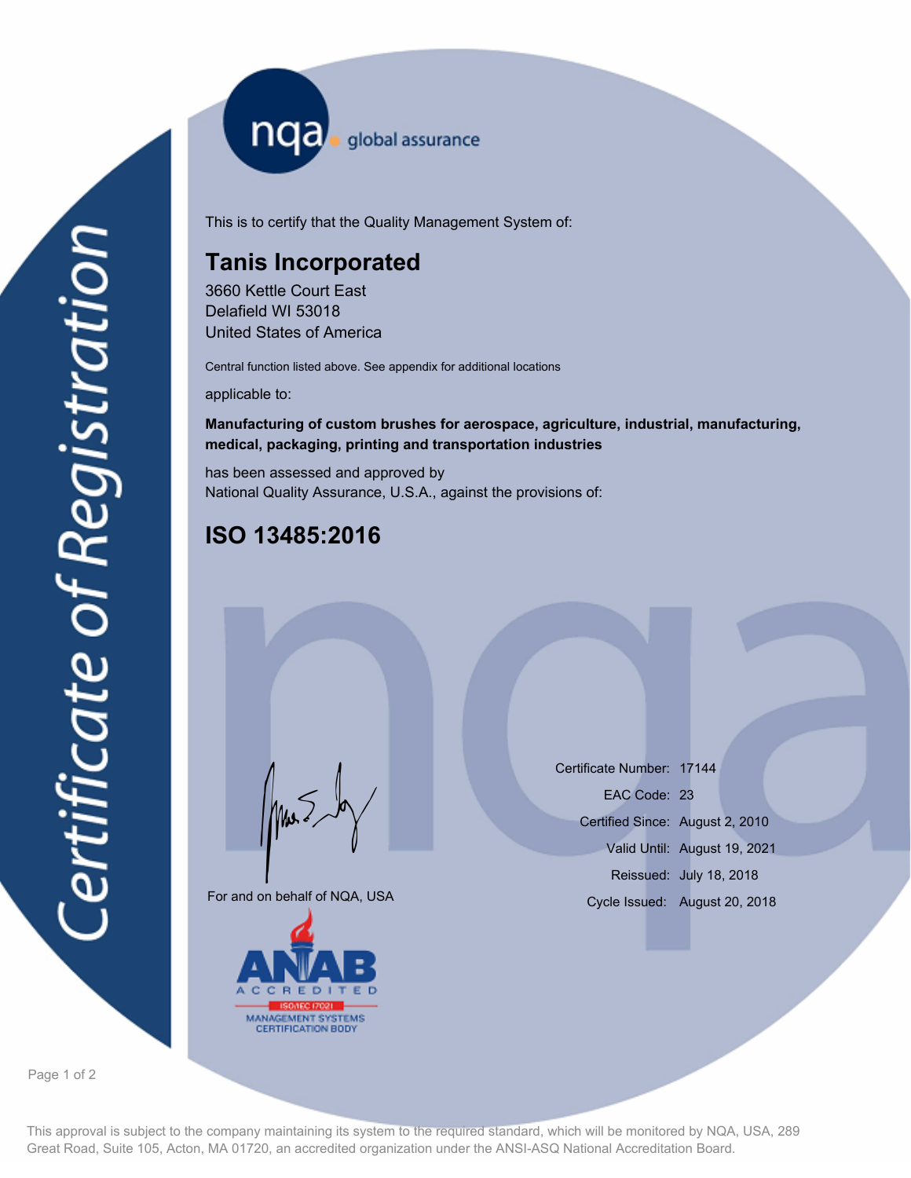nqa global assurance

# Certificate of Registration

This is to certify that the Quality Management System of:

## Tanis Incorporated

3660 Kettle Court East
Delafield WI 53018
United States of America

Central function listed above. See appendix for additional locations

applicable to:

**Manufacturing of custom brushes for aerospace, agriculture, industrial, manufacturing, medical, packaging, printing and transportation industries**

has been assessed and approved by
National Quality Assurance, U.S.A., against the provisions of:

## ISO 13485:2016

For and on behalf of NQA, USA

ANAB ACCREDITED ISO/IEC 17021 MANAGEMENT SYSTEMS CERTIFICATION BODY

Certificate Number: 17144
EAC Code: 23
Certified Since: August 2, 2010
Valid Until: August 19, 2021
Reissued: July 18, 2018
Cycle Issued: August 20, 2018

This approval is subject to the company maintaining its system to the required standard, which will be monitored by NQA, USA, 289 Great Road, Suite 105, Acton, MA 01720, an accredited organization under the ANSI-ASQ National Accreditation Board.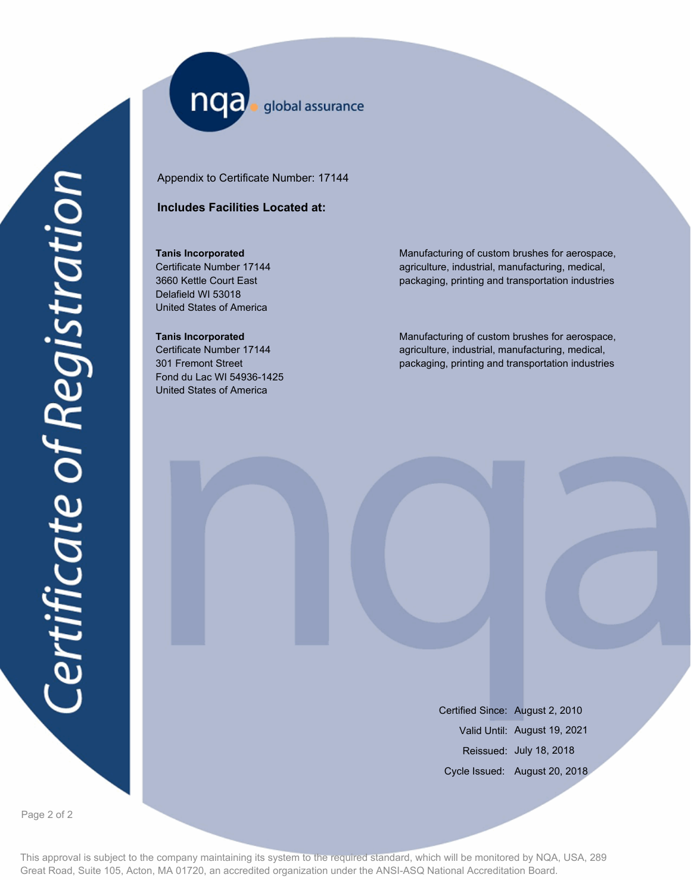Certificate of Registration

nqa global assurance

Appendix to Certificate Number: 17144

**Includes Facilities Located at:**

| | |
|---|---|
| **Tanis Incorporated**<br>Certificate Number 17144<br>3660 Kettle Court East<br>Delafield WI 53018<br>United States of America | Manufacturing of custom brushes for aerospace, agriculture, industrial, manufacturing, medical, packaging, printing and transportation industries |
| **Tanis Incorporated**<br>Certificate Number 17144<br>301 Fremont Street<br>Fond du Lac WI 54936-1425<br>United States of America | Manufacturing of custom brushes for aerospace, agriculture, industrial, manufacturing, medical, packaging, printing and transportation industries |

Certified Since: August 2, 2010

Valid Until: August 19, 2021

Reissued: July 18, 2018

Cycle Issued: August 20, 2018

This approval is subject to the company maintaining its system to the required standard, which will be monitored by NQA, USA, 289 Great Road, Suite 105, Acton, MA 01720, an accredited organization under the ANSI-ASQ National Accreditation Board.